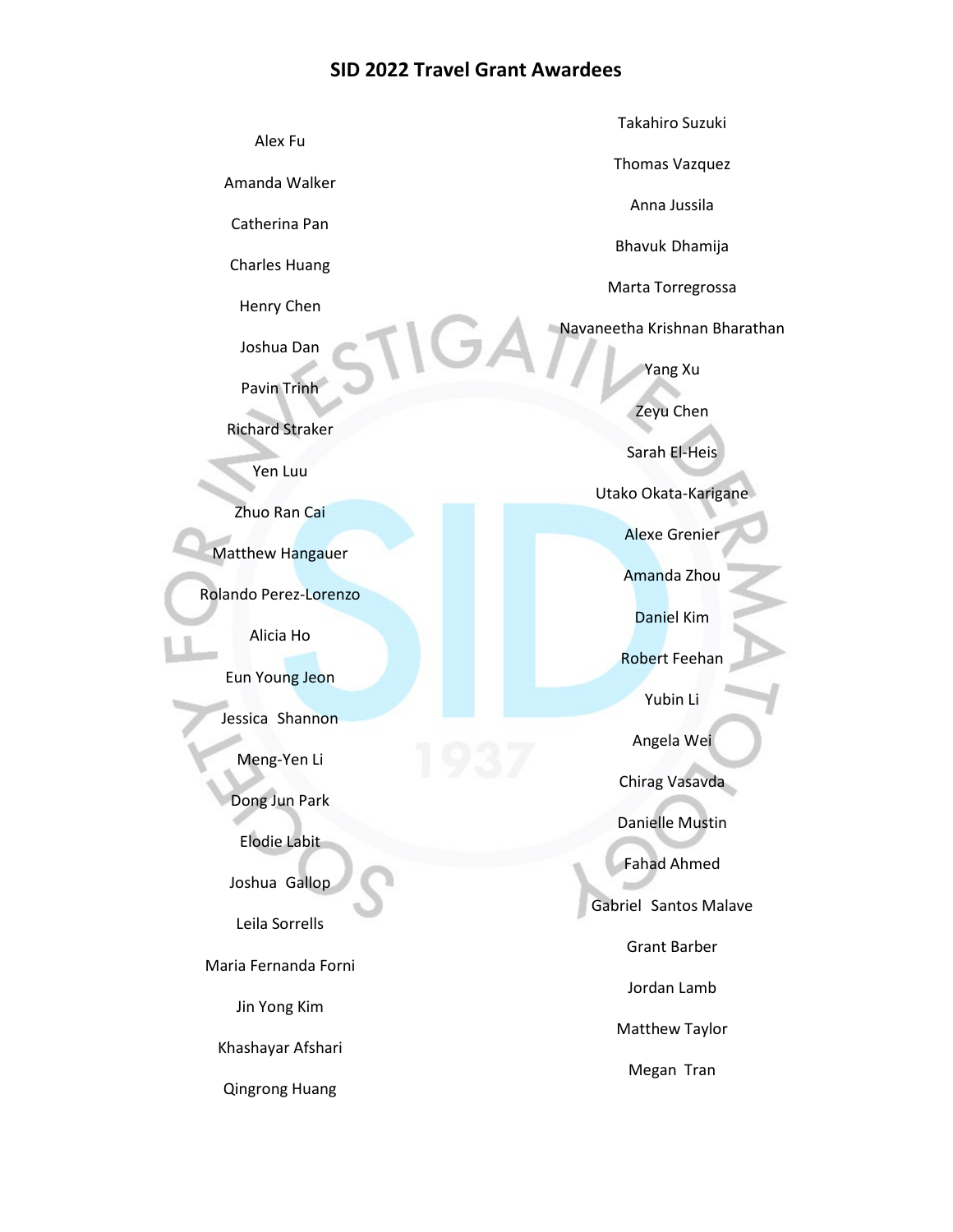# SID 2022 Travel Grant Awardees

Alex Fu

Amanda Walker

Catherina Pan

Charles Huang

Henry Chen

Joshua Dan

Pavin Trinh

Richard Straker

Yen Luu

Zhuo Ran Cai

Matthew Hangauer

Rolando Perez-Lorenzo

Alicia Ho

Eun Young Jeon

Jessica Shannon

Meng-Yen Li

Dong Jun Park

Elodie Labit

Joshua Gallop

Leila Sorrells

Maria Fernanda Forni

Jin Yong Kim

Khashayar Afshari

Qingrong Huang

Takahiro Suzuki

Thomas Vazquez

Anna Jussila

Bhavuk Dhamija

Marta Torregrossa

Navaneetha Krishnan Bharathan

Yang Xu

Zeyu Chen

Sarah El-Heis

Utako Okata-Karigane

Alexe Grenier

Amanda Zhou

Daniel Kim

Robert Feehan

Yubin Li

Angela Wei

Chirag Vasavda

Danielle Mustin

Fahad Ahmed

Gabriel Santos Malave

Grant Barber

Jordan Lamb

Matthew Taylor

Megan Tran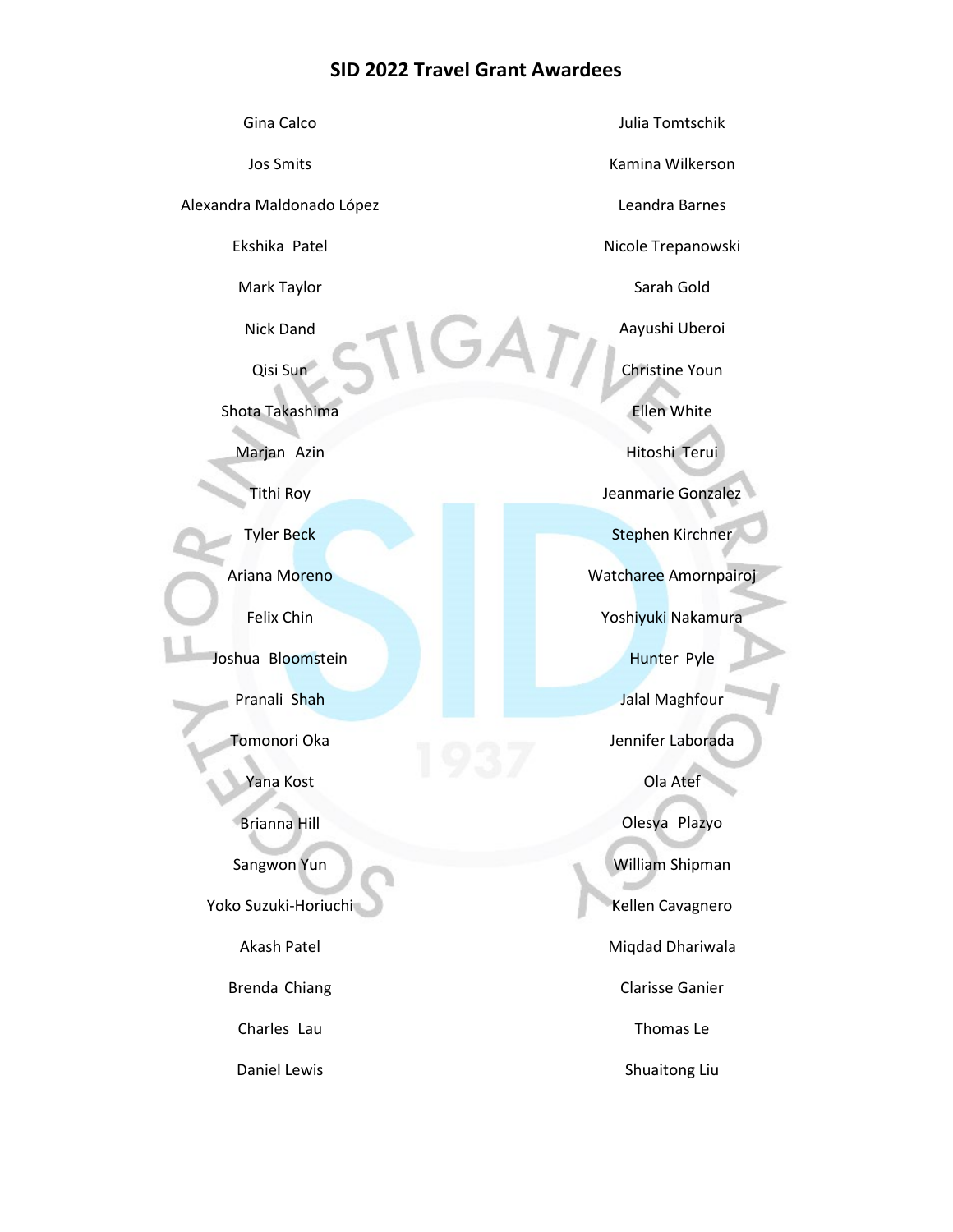# SID 2022 Travel Grant Awardees

Gina Calco

Jos Smits

Alexandra Maldonado López

Ekshika Patel

Mark Taylor

Nick Dand

Qisi Sun

Shota Takashima

Marjan Azin

Tithi Roy

Tyler Beck

Ariana Moreno

Felix Chin

Joshua Bloomstein

Pranali Shah

Tomonori Oka

Yana Kost

Brianna Hill

Sangwon Yun

Yoko Suzuki-Horiuchi

Akash Patel

Brenda Chiang

Charles Lau

Daniel Lewis

Julia Tomtschik

Kamina Wilkerson

Leandra Barnes

Nicole Trepanowski

Sarah Gold

Aayushi Uberoi

Christine Youn

Ellen White

Hitoshi Terui

Jeanmarie Gonzalez

Stephen Kirchner

Watcharee Amornpairoj

Yoshiyuki Nakamura

Hunter Pyle

Jalal Maghfour

Jennifer Laborada

Ola Atef

Olesya Plazyo

William Shipman

Kellen Cavagnero

Miqdad Dhariwala

Clarisse Ganier

Thomas Le

Shuaitong Liu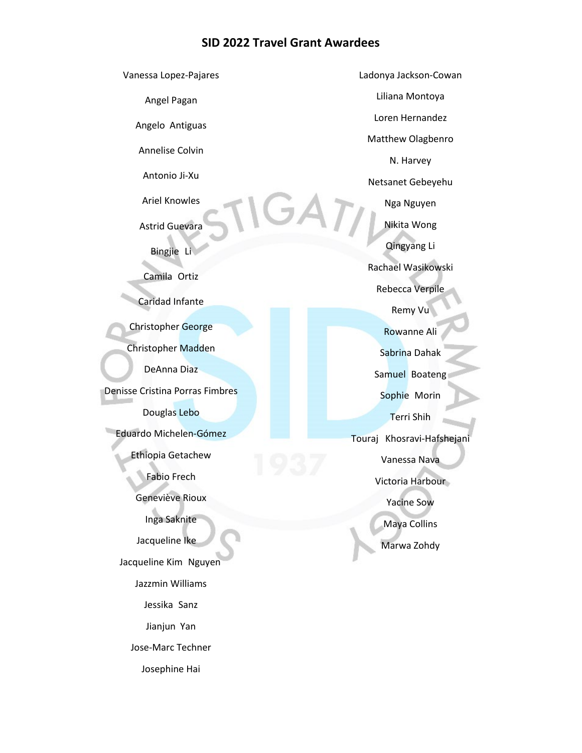# SID 2022 Travel Grant Awardees

Vanessa Lopez-Pajares

Angel Pagan

Angelo Antiguas

Annelise Colvin

Antonio Ji-Xu

Ariel Knowles

Astrid Guevara

Bingjie Li

Camila Ortiz

Caridad Infante

Christopher George

Christopher Madden

DeAnna Diaz

Denisse Cristina Porras Fimbres

Douglas Lebo

Eduardo Michelen-Gómez

Ethiopia Getachew

Fabio Frech

Geneviève Rioux

Inga Saknite

Jacqueline Ike

Jacqueline Kim Nguyen

Jazzmin Williams

Jessika Sanz

Jianjun Yan

Jose-Marc Techner

Josephine Hai

Ladonya Jackson-Cowan

Liliana Montoya

Loren Hernandez

Matthew Olagbenro

N. Harvey

Netsanet Gebeyehu

Nga Nguyen

Nikita Wong

Qingyang Li

Rachael Wasikowski

Rebecca Verpile

Remy Vu

Rowanne Ali

Sabrina Dahak

Samuel Boateng

Sophie Morin

Terri Shih

Touraj Khosravi-Hafshejani

Vanessa Nava

Victoria Harbour

Yacine Sow

Maya Collins

Marwa Zohdy